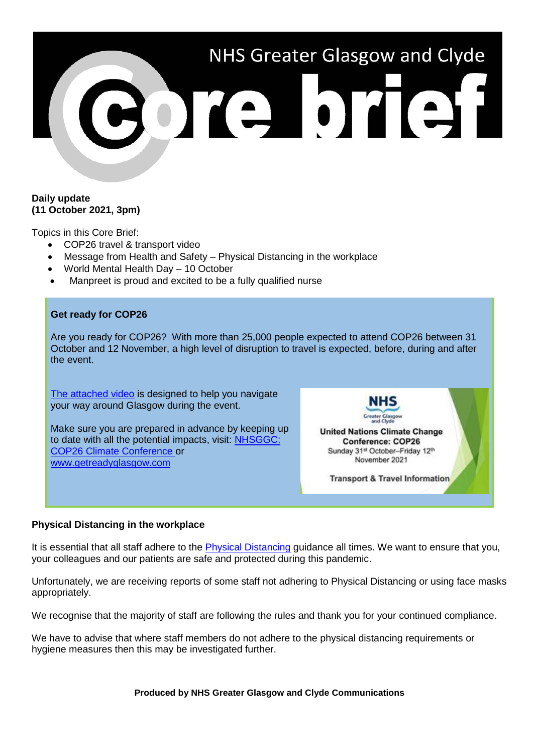# NHS Greater Glasgow and Clyde Core brief

**Daily update**
**(11 October 2021, 3pm)**

Topics in this Core Brief:

- COP26 travel & transport video
- Message from Health and Safety – Physical Distancing in the workplace
- World Mental Health Day – 10 October
- Manpreet is proud and excited to be a fully qualified nurse

## Get ready for COP26

Are you ready for COP26? With more than 25,000 people expected to attend COP26 between 31 October and 12 November, a high level of disruption to travel is expected, before, during and after the event.

[The attached video](#) is designed to help you navigate your way around Glasgow during the event.

Make sure you are prepared in advance by keeping up to date with all the potential impacts, visit: [NHSGGC: COP26 Climate Conference](#) or [www.getreadyglasgow.com](http://www.getreadyglasgow.com)

NHS Greater Glasgow and Clyde
United Nations Climate Change Conference: COP26
Sunday 31st October–Friday 12th November 2021
Transport & Travel Information

## Physical Distancing in the workplace

It is essential that all staff adhere to the [Physical Distancing](#) guidance all times. We want to ensure that you, your colleagues and our patients are safe and protected during this pandemic.

Unfortunately, we are receiving reports of some staff not adhering to Physical Distancing or using face masks appropriately.

We recognise that the majority of staff are following the rules and thank you for your continued compliance.

We have to advise that where staff members do not adhere to the physical distancing requirements or hygiene measures then this may be investigated further.

**Produced by NHS Greater Glasgow and Clyde Communications**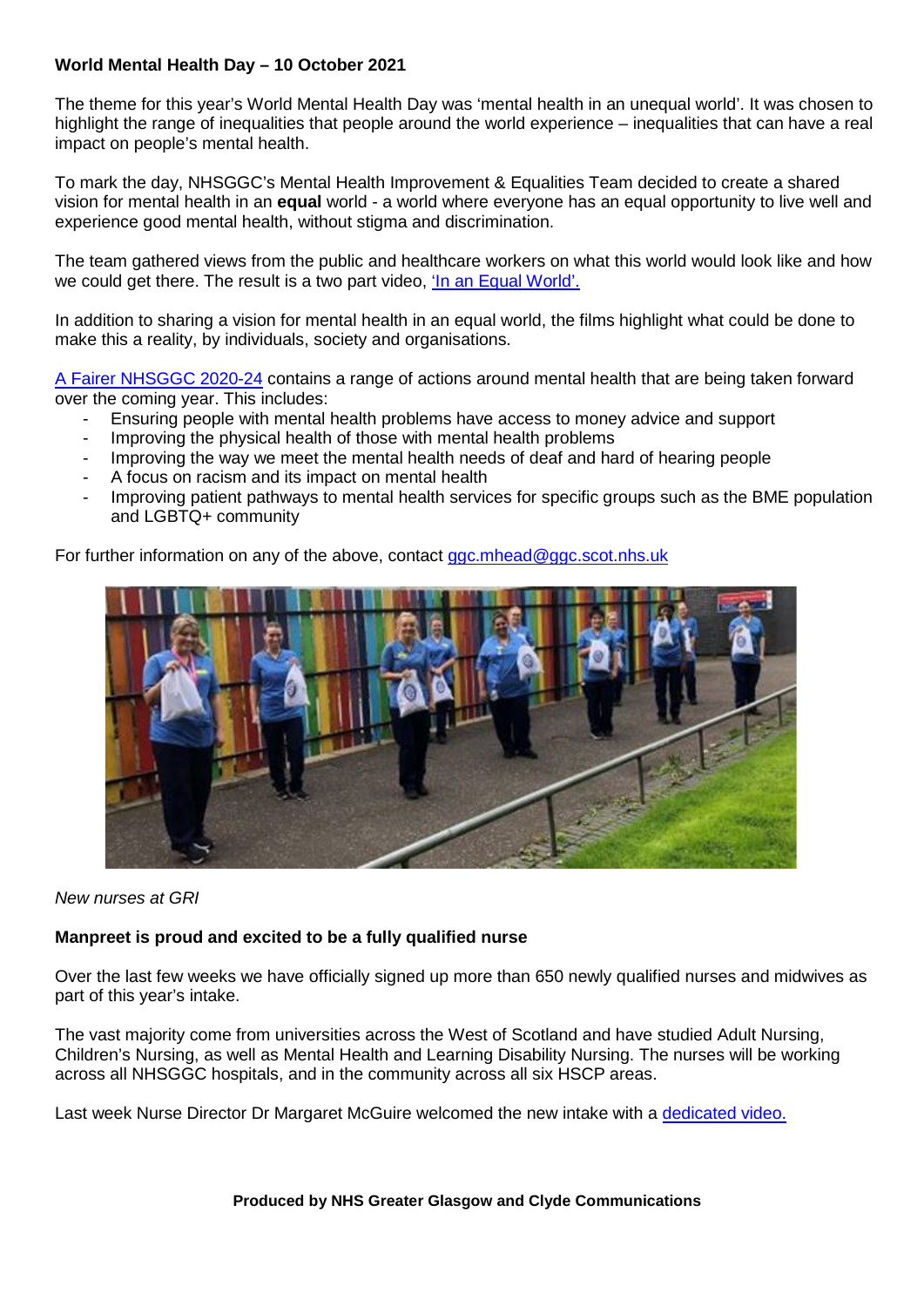**World Mental Health Day – 10 October 2021**

The theme for this year's World Mental Health Day was 'mental health in an unequal world'. It was chosen to highlight the range of inequalities that people around the world experience – inequalities that can have a real impact on people's mental health.

To mark the day, NHSGGC's Mental Health Improvement & Equalities Team decided to create a shared vision for mental health in an **equal** world - a world where everyone has an equal opportunity to live well and experience good mental health, without stigma and discrimination.

The team gathered views from the public and healthcare workers on what this world would look like and how we could get there. The result is a two part video, 'In an Equal World'.

In addition to sharing a vision for mental health in an equal world, the films highlight what could be done to make this a reality, by individuals, society and organisations.

A Fairer NHSGGC 2020-24 contains a range of actions around mental health that are being taken forward over the coming year. This includes:

- Ensuring people with mental health problems have access to money advice and support
- Improving the physical health of those with mental health problems
- Improving the way we meet the mental health needs of deaf and hard of hearing people
- A focus on racism and its impact on mental health
- Improving patient pathways to mental health services for specific groups such as the BME population and LGBTQ+ community

For further information on any of the above, contact ggc.mhead@ggc.scot.nhs.uk

*New nurses at GRI*

**Manpreet is proud and excited to be a fully qualified nurse**

Over the last few weeks we have officially signed up more than 650 newly qualified nurses and midwives as part of this year's intake.

The vast majority come from universities across the West of Scotland and have studied Adult Nursing, Children's Nursing, as well as Mental Health and Learning Disability Nursing. The nurses will be working across all NHSGGC hospitals, and in the community across all six HSCP areas.

Last week Nurse Director Dr Margaret McGuire welcomed the new intake with a dedicated video.

**Produced by NHS Greater Glasgow and Clyde Communications**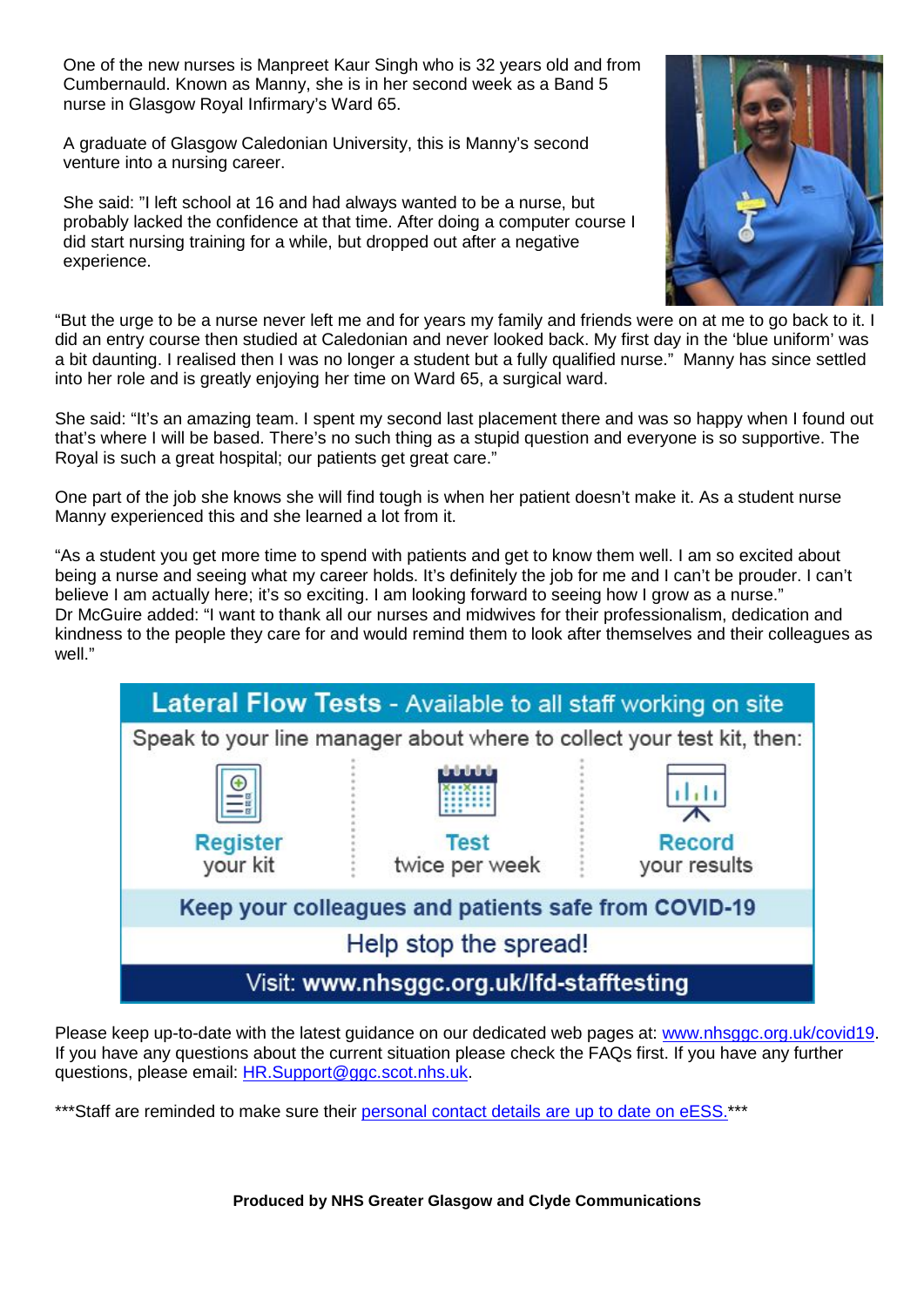One of the new nurses is Manpreet Kaur Singh who is 32 years old and from Cumbernauld. Known as Manny, she is in her second week as a Band 5 nurse in Glasgow Royal Infirmary's Ward 65.

A graduate of Glasgow Caledonian University, this is Manny's second venture into a nursing career.

She said: "I left school at 16 and had always wanted to be a nurse, but probably lacked the confidence at that time. After doing a computer course I did start nursing training for a while, but dropped out after a negative experience.

"But the urge to be a nurse never left me and for years my family and friends were on at me to go back to it. I did an entry course then studied at Caledonian and never looked back. My first day in the 'blue uniform' was a bit daunting. I realised then I was no longer a student but a fully qualified nurse." Manny has since settled into her role and is greatly enjoying her time on Ward 65, a surgical ward.

She said: "It's an amazing team. I spent my second last placement there and was so happy when I found out that's where I will be based. There's no such thing as a stupid question and everyone is so supportive. The Royal is such a great hospital; our patients get great care."

One part of the job she knows she will find tough is when her patient doesn't make it. As a student nurse Manny experienced this and she learned a lot from it.

"As a student you get more time to spend with patients and get to know them well. I am so excited about being a nurse and seeing what my career holds. It's definitely the job for me and I can't be prouder. I can't believe I am actually here; it's so exciting. I am looking forward to seeing how I grow as a nurse."
Dr McGuire added: "I want to thank all our nurses and midwives for their professionalism, dedication and kindness to the people they care for and would remind them to look after themselves and their colleagues as well."

**Lateral Flow Tests** - Available to all staff working on site

Speak to your line manager about where to collect your test kit, then:

**Register** your kit

**Test** twice per week

**Record** your results

**Keep your colleagues and patients safe from COVID-19**

Help stop the spread!

Visit: **www.nhsggc.org.uk/lfd-stafftesting**

Please keep up-to-date with the latest guidance on our dedicated web pages at: www.nhsggc.org.uk/covid19. If you have any questions about the current situation please check the FAQs first. If you have any further questions, please email: HR.Support@ggc.scot.nhs.uk.

***Staff are reminded to make sure their personal contact details are up to date on eESS.***

**Produced by NHS Greater Glasgow and Clyde Communications**